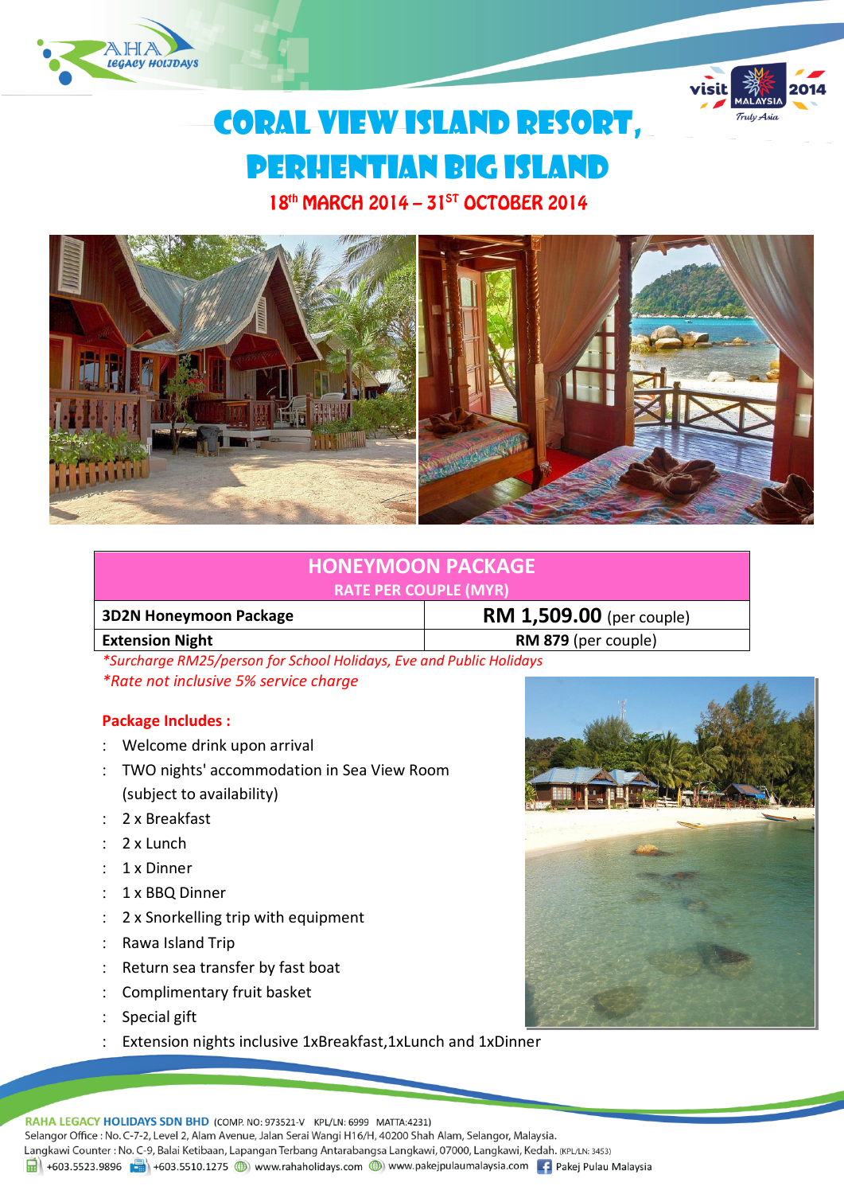# CORAL VIEW ISLAND RESORT, PERHENTIAN BIG ISLAND

## 18th MARCH 2014 – 31ST OCTOBER 2014

| HONEYMOON PACKAGE RATE PER COUPLE (MYR) | |
|---|---|
| **3D2N Honeymoon Package** | **RM 1,509.00** (per couple) |
| **Extension Night** | **RM 879** (per couple) |

*\*Surcharge RM25/person for School Holidays, Eve and Public Holidays*

*\*Rate not inclusive 5% service charge*

**Package Includes :**

- Welcome drink upon arrival
- TWO nights' accommodation in Sea View Room (subject to availability)
- 2 x Breakfast
- 2 x Lunch
- 1 x Dinner
- 1 x BBQ Dinner
- 2 x Snorkelling trip with equipment
- Rawa Island Trip
- Return sea transfer by fast boat
- Complimentary fruit basket
- Special gift
- Extension nights inclusive 1xBreakfast,1xLunch and 1xDinner

**RAHA LEGACY HOLIDAYS SDN BHD** (COMP. NO: 973521-V KPL/LN: 6999 MATTA:4231)
Selangor Office : No. C-7-2, Level 2, Alam Avenue, Jalan Serai Wangi H16/H, 40200 Shah Alam, Selangor, Malaysia.
Langkawi Counter : No. C-9, Balai Ketibaan, Lapangan Terbang Antarabangsa Langkawi, 07000, Langkawi, Kedah. (KPL/LN: 3453)
+603.5523.9896 +603.5510.1275 www.rahaholidays.com www.pakejpulaumalaysia.com Pakej Pulau Malaysia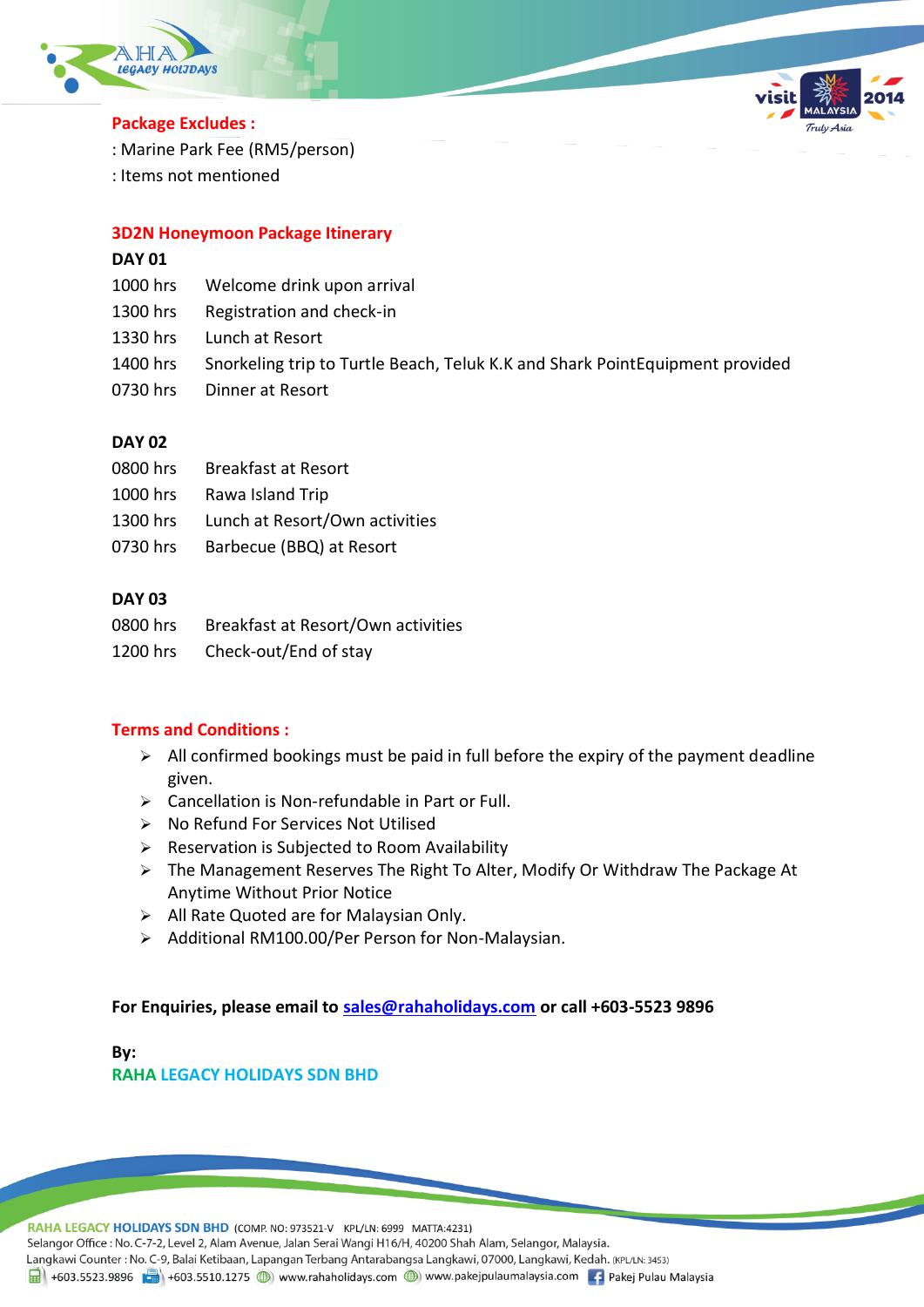**Package Excludes :**

: Marine Park Fee (RM5/person)

: Items not mentioned

**3D2N Honeymoon Package Itinerary**

**DAY 01**

| | |
|---|---|
| 1000 hrs | Welcome drink upon arrival |
| 1300 hrs | Registration and check-in |
| 1330 hrs | Lunch at Resort |
| 1400 hrs | Snorkeling trip to Turtle Beach, Teluk K.K and Shark PointEquipment provided |
| 0730 hrs | Dinner at Resort |

**DAY 02**

| | |
|---|---|
| 0800 hrs | Breakfast at Resort |
| 1000 hrs | Rawa Island Trip |
| 1300 hrs | Lunch at Resort/Own activities |
| 0730 hrs | Barbecue (BBQ) at Resort |

**DAY 03**

| | |
|---|---|
| 0800 hrs | Breakfast at Resort/Own activities |
| 1200 hrs | Check-out/End of stay |

**Terms and Conditions :**

- All confirmed bookings must be paid in full before the expiry of the payment deadline given.
- Cancellation is Non-refundable in Part or Full.
- No Refund For Services Not Utilised
- Reservation is Subjected to Room Availability
- The Management Reserves The Right To Alter, Modify Or Withdraw The Package At Anytime Without Prior Notice
- All Rate Quoted are for Malaysian Only.
- Additional RM100.00/Per Person for Non-Malaysian.

**For Enquiries, please email to sales@rahaholidays.com or call +603-5523 9896**

**By:**

**RAHA LEGACY HOLIDAYS SDN BHD**